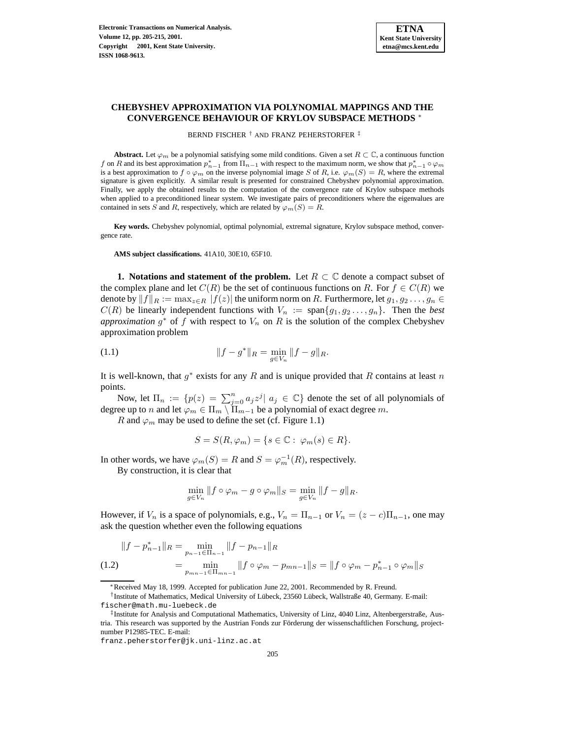# CHEBYSHEV APPROXIMATION VIA POLYNOMIAL MAPPINGS AND THE CONVERGENCE BEHAVIOUR OF KRYLOV SUBSPACE METHODS *

BERND FISCHER † AND FRANZ PEHERSTORFER ‡

**Abstract.** Let $\varphi_m$ be a polynomial satisfying some mild conditions. Given a set $R \subset \mathbb{C}$, a continuous function $f$ on $R$ and its best approximation $p^*_{n-1}$ from $\Pi_{n-1}$ with respect to the maximum norm, we show that $p^*_{n-1} \circ \varphi_m$ is a best approximation to $f \circ \varphi_m$ on the inverse polynomial image $S$ of $R$, i.e. $\varphi_m(S) = R$, where the extremal signature is given explicitly. A similar result is presented for constrained Chebyshev polynomial approximation. Finally, we apply the obtained results to the computation of the convergence rate of Krylov subspace methods when applied to a preconditioned linear system. We investigate pairs of preconditioners where the eigenvalues are contained in sets $S$ and $R$, respectively, which are related by $\varphi_m(S) = R$.

**Key words.** Chebyshev polynomial, optimal polynomial, extremal signature, Krylov subspace method, convergence rate.

**AMS subject classifications.** 41A10, 30E10, 65F10.

**1. Notations and statement of the problem.** Let $R \subset \mathbb{C}$ denote a compact subset of the complex plane and let $C(R)$ be the set of continuous functions on $R$. For $f \in C(R)$ we denote by $\|f\|_R := \max_{z\in R} |f(z)|$ the uniform norm on $R$. Furthermore, let $g_1, g_2 \ldots, g_n \in C(R)$ be linearly independent functions with $V_n := \text{span}\{g_1, g_2 \ldots, g_n\}$. Then the *best approximation* $g^*$ of $f$ with respect to $V_n$ on $R$ is the solution of the complex Chebyshev approximation problem

$$\|f - g^*\|_R = \min_{g\in V_n} \|f - g\|_R. \tag{1.1}$$

It is well-known, that $g^*$ exists for any $R$ and is unique provided that $R$ contains at least $n$ points.

Now, let $\Pi_n := \{p(z) = \sum_{j=0}^{n} a_j z^j |\ a_j \in \mathbb{C}\}$ denote the set of all polynomials of degree up to $n$ and let $\varphi_m \in \Pi_m \setminus \Pi_{m-1}$ be a polynomial of exact degree $m$.

$R$ and $\varphi_m$ may be used to define the set (cf. Figure 1.1)

$$S = S(R, \varphi_m) = \{s \in \mathbb{C} :\ \varphi_m(s) \in R\}.$$

In other words, we have $\varphi_m(S) = R$ and $S = \varphi_m^{-1}(R)$, respectively.

By construction, it is clear that

$$\min_{g\in V_n} \|f \circ \varphi_m - g \circ \varphi_m\|_S = \min_{g\in V_n} \|f - g\|_R.$$

However, if $V_n$ is a space of polynomials, e.g., $V_n = \Pi_{n-1}$ or $V_n = (z - c)\Pi_{n-1}$, one may ask the question whether even the following equations

$$\begin{aligned} \|f - p^*_{n-1}\|_R &= \min_{p_{n-1}\in\Pi_{n-1}} \|f - p_{n-1}\|_R \\ &= \min_{p_{mn-1}\in\Pi_{mn-1}} \|f \circ \varphi_m - p_{mn-1}\|_S = \|f \circ \varphi_m - p^*_{n-1} \circ \varphi_m\|_S \end{aligned} \tag{1.2}$$

---

*Received May 18, 1999. Accepted for publication June 22, 2001. Recommended by R. Freund.

†Institute of Mathematics, Medical University of Lübeck, 23560 Lübeck, Wallstraße 40, Germany. E-mail: fischer@math.mu-luebeck.de

‡Institute for Analysis and Computational Mathematics, University of Linz, 4040 Linz, Altenbergerstraße, Austria. This research was supported by the Austrian Fonds zur Förderung der wissenschaftlichen Forschung, project-number P12985-TEC. E-mail: franz.peherstorfer@jk.uni-linz.ac.at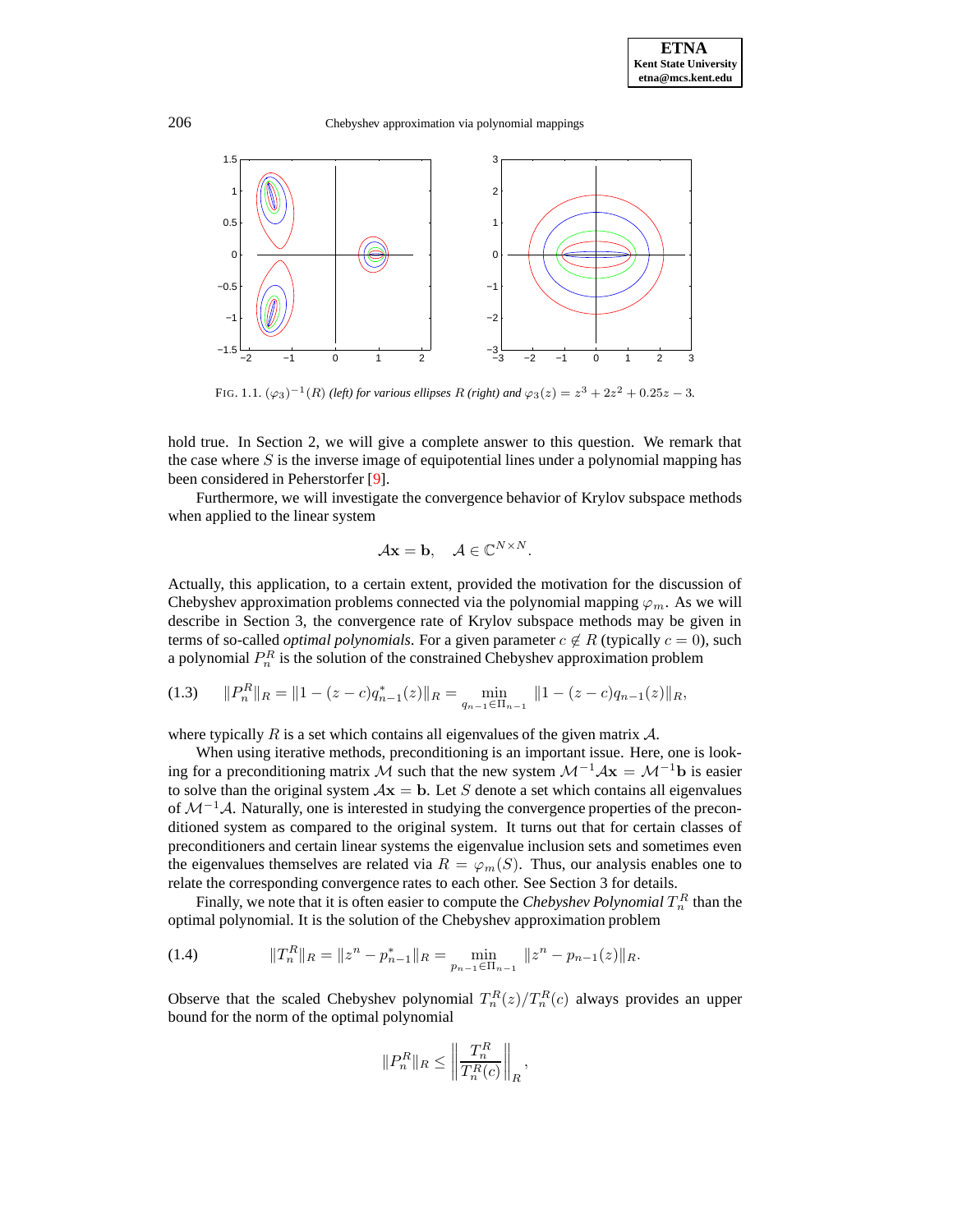FIG. 1.1. $(\varphi_3)^{-1}(R)$ *(left) for various ellipses* $R$ *(right) and* $\varphi_3(z) = z^3 + 2z^2 + 0.25z - 3$.

hold true. In Section 2, we will give a complete answer to this question. We remark that the case where $S$ is the inverse image of equipotential lines under a polynomial mapping has been considered in Peherstorfer [9].

Furthermore, we will investigate the convergence behavior of Krylov subspace methods when applied to the linear system

$$\mathcal{A}\mathbf{x} = \mathbf{b}, \quad \mathcal{A} \in \mathbb{C}^{N \times N}.$$

Actually, this application, to a certain extent, provided the motivation for the discussion of Chebyshev approximation problems connected via the polynomial mapping $\varphi_m$. As we will describe in Section 3, the convergence rate of Krylov subspace methods may be given in terms of so-called *optimal polynomials*. For a given parameter $c \notin R$ (typically $c = 0$), such a polynomial $P_n^R$ is the solution of the constrained Chebyshev approximation problem

$$\|P_n^R\|_R = \|1 - (z-c)q_{n-1}^*(z)\|_R = \min_{q_{n-1} \in \Pi_{n-1}} \|1 - (z-c)q_{n-1}(z)\|_R, \tag{1.3}$$

where typically $R$ is a set which contains all eigenvalues of the given matrix $\mathcal{A}$.

When using iterative methods, preconditioning is an important issue. Here, one is looking for a preconditioning matrix $\mathcal{M}$ such that the new system $\mathcal{M}^{-1}\mathcal{A}\mathbf{x} = \mathcal{M}^{-1}\mathbf{b}$ is easier to solve than the original system $\mathcal{A}\mathbf{x} = \mathbf{b}$. Let $S$ denote a set which contains all eigenvalues of $\mathcal{M}^{-1}\mathcal{A}$. Naturally, one is interested in studying the convergence properties of the preconditioned system as compared to the original system. It turns out that for certain classes of preconditioners and certain linear systems the eigenvalue inclusion sets and sometimes even the eigenvalues themselves are related via $R = \varphi_m(S)$. Thus, our analysis enables one to relate the corresponding convergence rates to each other. See Section 3 for details.

Finally, we note that it is often easier to compute the *Chebyshev Polynomial* $T_n^R$ than the optimal polynomial. It is the solution of the Chebyshev approximation problem

$$\|T_n^R\|_R = \|z^n - p_{n-1}^*\|_R = \min_{p_{n-1} \in \Pi_{n-1}} \|z^n - p_{n-1}(z)\|_R. \tag{1.4}$$

Observe that the scaled Chebyshev polynomial $T_n^R(z)/T_n^R(c)$ always provides an upper bound for the norm of the optimal polynomial

$$\|P_n^R\|_R \leq \left\| \frac{T_n^R}{T_n^R(c)} \right\|_R,$$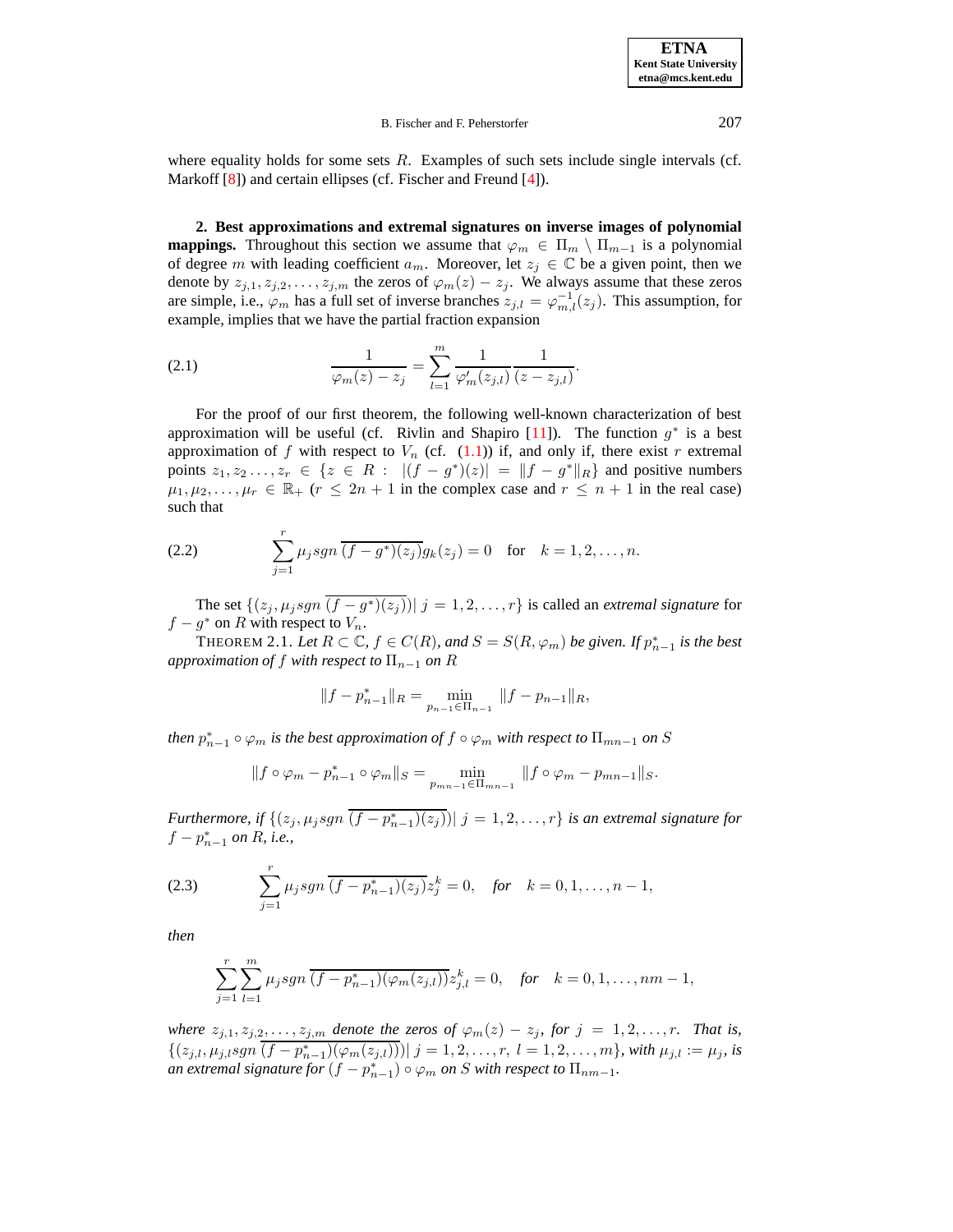where equality holds for some sets $R$. Examples of such sets include single intervals (cf. Markoff [8]) and certain ellipses (cf. Fischer and Freund [4]).

**2. Best approximations and extremal signatures on inverse images of polynomial mappings.** Throughout this section we assume that $\varphi_m \in \Pi_m \setminus \Pi_{m-1}$ is a polynomial of degree $m$ with leading coefficient $a_m$. Moreover, let $z_j \in \mathbb{C}$ be a given point, then we denote by $z_{j,1}, z_{j,2}, \ldots, z_{j,m}$ the zeros of $\varphi_m(z) - z_j$. We always assume that these zeros are simple, i.e., $\varphi_m$ has a full set of inverse branches $z_{j,l} = \varphi_{m,l}^{-1}(z_j)$. This assumption, for example, implies that we have the partial fraction expansion

$$\frac{1}{\varphi_m(z) - z_j} = \sum_{l=1}^{m} \frac{1}{\varphi_m'(z_{j,l})} \frac{1}{(z - z_{j,l})}. \tag{2.1}$$

For the proof of our first theorem, the following well-known characterization of best approximation will be useful (cf. Rivlin and Shapiro [11]). The function $g^*$ is a best approximation of $f$ with respect to $V_n$ (cf. (1.1)) if, and only if, there exist $r$ extremal points $z_1, z_2 \ldots, z_r \in \{z \in R : \; |(f - g^*)(z)| = \|f - g^*\|_R\}$ and positive numbers $\mu_1, \mu_2, \ldots, \mu_r \in \mathbb{R}_+$ ($r \leq 2n+1$ in the complex case and $r \leq n+1$ in the real case) such that

$$\sum_{j=1}^{r} \mu_j sgn\, \overline{(f - g^*)(z_j)} g_k(z_j) = 0 \quad \text{for} \quad k = 1, 2, \ldots, n. \tag{2.2}$$

The set $\{(z_j, \mu_j sgn\, \overline{(f - g^*)(z_j)}) |\; j = 1, 2, \ldots, r\}$ is called an *extremal signature* for $f - g^*$ on $R$ with respect to $V_n$.

THEOREM 2.1. *Let $R \subset \mathbb{C}$, $f \in C(R)$, and $S = S(R, \varphi_m)$ be given. If $p_{n-1}^*$ is the best approximation of $f$ with respect to $\Pi_{n-1}$ on $R$*

$$\|f - p_{n-1}^*\|_R = \min_{p_{n-1} \in \Pi_{n-1}} \|f - p_{n-1}\|_R,$$

*then $p_{n-1}^* \circ \varphi_m$ is the best approximation of $f \circ \varphi_m$ with respect to $\Pi_{mn-1}$ on $S$*

$$\|f \circ \varphi_m - p_{n-1}^* \circ \varphi_m\|_S = \min_{p_{mn-1} \in \Pi_{mn-1}} \|f \circ \varphi_m - p_{mn-1}\|_S.$$

*Furthermore, if $\{(z_j, \mu_j sgn\, \overline{(f - p_{n-1}^*)(z_j)}) |\; j = 1, 2, \ldots, r\}$ is an extremal signature for $f - p_{n-1}^*$ on $R$, i.e.,*

$$\sum_{j=1}^{r} \mu_j sgn\, \overline{(f - p_{n-1}^*)(z_j)} z_j^k = 0, \quad \textit{for} \quad k = 0, 1, \ldots, n-1, \tag{2.3}$$

*then*

$$\sum_{j=1}^{r} \sum_{l=1}^{m} \mu_j sgn\, \overline{(f - p_{n-1}^*)(\varphi_m(z_{j,l}))} z_{j,l}^k = 0, \quad \textit{for} \quad k = 0, 1, \ldots, nm-1,$$

*where $z_{j,1}, z_{j,2}, \ldots, z_{j,m}$ denote the zeros of $\varphi_m(z) - z_j$, for $j = 1, 2, \ldots, r$. That is, $\{(z_{j,l}, \mu_{j,l} sgn\, \overline{(f - p_{n-1}^*)(\varphi_m(z_{j,l}))}) |\; j = 1, 2, \ldots, r,\; l = 1, 2, \ldots, m\}$, with $\mu_{j,l} := \mu_j$, is an extremal signature for $(f - p_{n-1}^*) \circ \varphi_m$ on $S$ with respect to $\Pi_{nm-1}$.*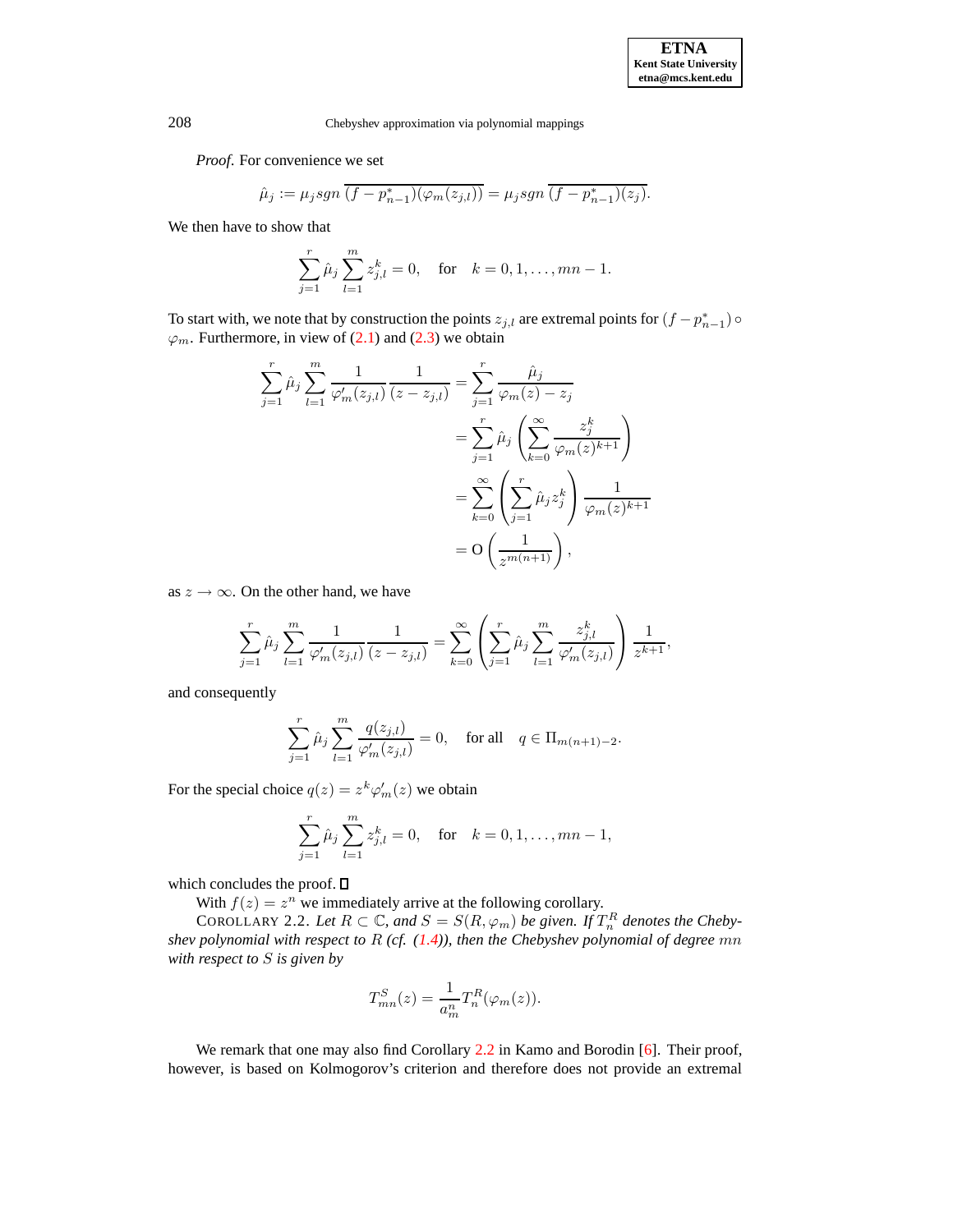*Proof.* For convenience we set

$$\hat{\mu}_j := \mu_j sgn\, \overline{(f - p^*_{n-1})(\varphi_m(z_{j,l}))} = \mu_j sgn\, \overline{(f - p^*_{n-1})(z_j)}.$$

We then have to show that

$$\sum_{j=1}^{r} \hat{\mu}_j \sum_{l=1}^{m} z_{j,l}^k = 0, \quad \text{for} \quad k = 0, 1, \dots, mn - 1.$$

To start with, we note that by construction the points $z_{j,l}$ are extremal points for $(f - p^*_{n-1}) \circ \varphi_m$. Furthermore, in view of (2.1) and (2.3) we obtain

$$\begin{aligned}
\sum_{j=1}^{r} \hat{\mu}_j \sum_{l=1}^{m} \frac{1}{\varphi_m'(z_{j,l})} \frac{1}{(z - z_{j,l})} &= \sum_{j=1}^{r} \frac{\hat{\mu}_j}{\varphi_m(z) - z_j} \\
&= \sum_{j=1}^{r} \hat{\mu}_j \left( \sum_{k=0}^{\infty} \frac{z_j^k}{\varphi_m(z)^{k+1}} \right) \\
&= \sum_{k=0}^{\infty} \left( \sum_{j=1}^{r} \hat{\mu}_j z_j^k \right) \frac{1}{\varphi_m(z)^{k+1}} \\
&= \mathrm{O}\left( \frac{1}{z^{m(n+1)}} \right),
\end{aligned}$$

as $z \to \infty$. On the other hand, we have

$$\sum_{j=1}^{r} \hat{\mu}_j \sum_{l=1}^{m} \frac{1}{\varphi_m'(z_{j,l})} \frac{1}{(z - z_{j,l})} = \sum_{k=0}^{\infty} \left( \sum_{j=1}^{r} \hat{\mu}_j \sum_{l=1}^{m} \frac{z_{j,l}^k}{\varphi_m'(z_{j,l})} \right) \frac{1}{z^{k+1}},$$

and consequently

$$\sum_{j=1}^{r} \hat{\mu}_j \sum_{l=1}^{m} \frac{q(z_{j,l})}{\varphi_m'(z_{j,l})} = 0, \quad \text{for all} \quad q \in \Pi_{m(n+1)-2}.$$

For the special choice $q(z) = z^k \varphi_m'(z)$ we obtain

$$\sum_{j=1}^{r} \hat{\mu}_j \sum_{l=1}^{m} z_{j,l}^k = 0, \quad \text{for} \quad k = 0, 1, \dots, mn - 1,$$

which concludes the proof. ∎

With $f(z) = z^n$ we immediately arrive at the following corollary.

COROLLARY 2.2. *Let $R \subset \mathbb{C}$, and $S = S(R, \varphi_m)$ be given. If $T_n^R$ denotes the Chebyshev polynomial with respect to $R$ (cf. (1.4)), then the Chebyshev polynomial of degree $mn$ with respect to $S$ is given by*

$$T_{mn}^S(z) = \frac{1}{a_m^n} T_n^R(\varphi_m(z)).$$

We remark that one may also find Corollary 2.2 in Kamo and Borodin [6]. Their proof, however, is based on Kolmogorov's criterion and therefore does not provide an extremal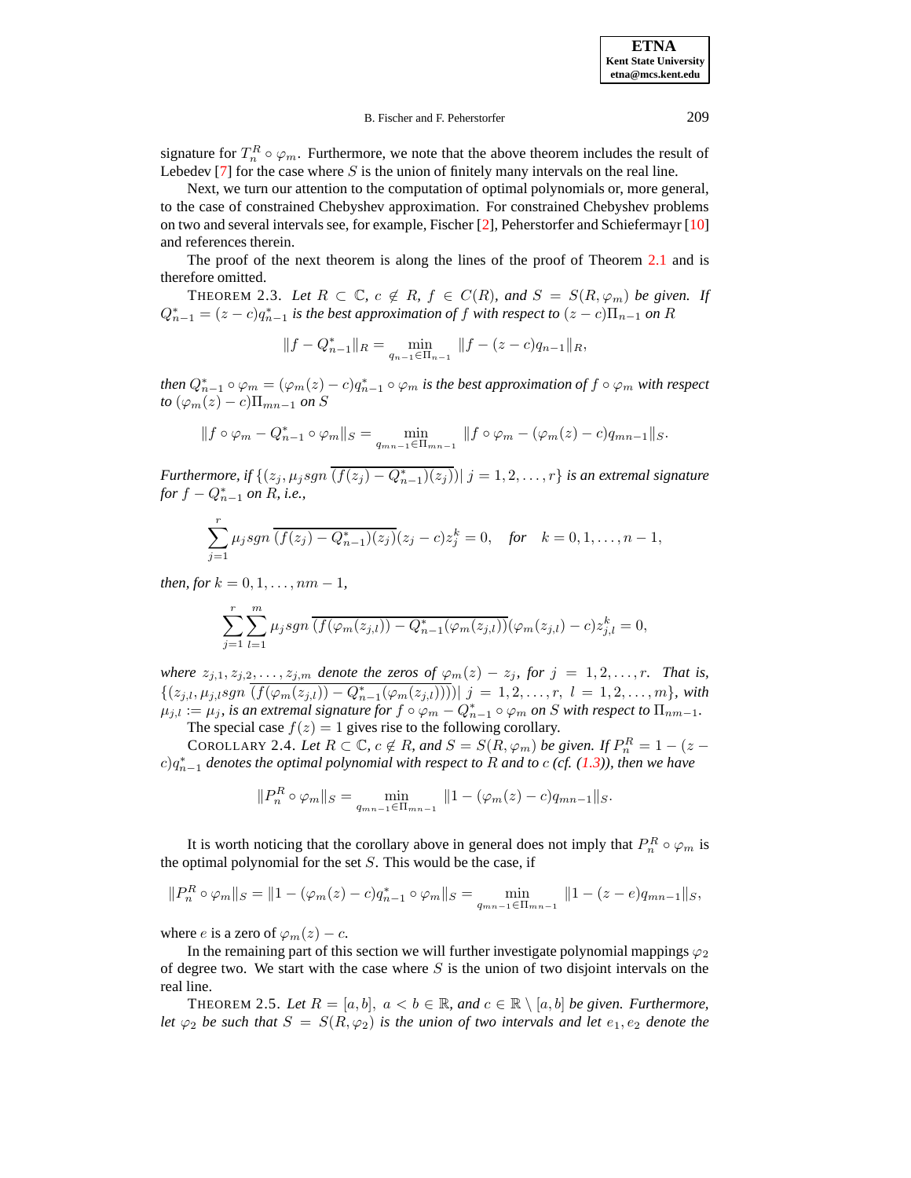signature for $T_n^R \circ \varphi_m$. Furthermore, we note that the above theorem includes the result of Lebedev [7] for the case where $S$ is the union of finitely many intervals on the real line.

Next, we turn our attention to the computation of optimal polynomials or, more general, to the case of constrained Chebyshev approximation. For constrained Chebyshev problems on two and several intervals see, for example, Fischer [2], Peherstorfer and Schiefermayr [10] and references therein.

The proof of the next theorem is along the lines of the proof of Theorem 2.1 and is therefore omitted.

THEOREM 2.3. *Let $R \subset \mathbb{C}$, $c \notin R$, $f \in C(R)$, and $S = S(R, \varphi_m)$ be given. If $Q_{n-1}^* = (z-c)q_{n-1}^*$ is the best approximation of $f$ with respect to $(z-c)\Pi_{n-1}$ on $R$*

$$\|f - Q_{n-1}^*\|_R = \min_{q_{n-1} \in \Pi_{n-1}} \|f - (z-c)q_{n-1}\|_R,$$

*then $Q_{n-1}^* \circ \varphi_m = (\varphi_m(z) - c)q_{n-1}^* \circ \varphi_m$ is the best approximation of $f \circ \varphi_m$ with respect to $(\varphi_m(z) - c)\Pi_{mn-1}$ on $S$*

$$\|f \circ \varphi_m - Q_{n-1}^* \circ \varphi_m\|_S = \min_{q_{mn-1} \in \Pi_{mn-1}} \|f \circ \varphi_m - (\varphi_m(z) - c)q_{mn-1}\|_S.$$

*Furthermore, if $\{(z_j, \mu_j sgn\, \overline{(f(z_j) - Q_{n-1}^*)(z_j)})| \; j = 1, 2, \ldots, r\}$ is an extremal signature for $f - Q_{n-1}^*$ on $R$, i.e.,*

$$\sum_{j=1}^{r} \mu_j sgn\, \overline{(f(z_j) - Q_{n-1}^*)(z_j)}(z_j - c)z_j^k = 0, \quad \textit{for} \quad k = 0, 1, \ldots, n-1,$$

*then, for $k = 0, 1, \ldots, nm-1$,*

$$\sum_{j=1}^{r}\sum_{l=1}^{m} \mu_j sgn\, \overline{(f(\varphi_m(z_{j,l})) - Q_{n-1}^*(\varphi_m(z_{j,l}))}(\varphi_m(z_{j,l}) - c)z_{j,l}^k = 0,$$

*where $z_{j,1}, z_{j,2}, \ldots, z_{j,m}$ denote the zeros of $\varphi_m(z) - z_j$, for $j = 1, 2, \ldots, r$. That is, $\{(z_{j,l}, \mu_{j,l} sgn\, \overline{(f(\varphi_m(z_{j,l})) - Q_{n-1}^*(\varphi_m(z_{j,l})))})| \; j = 1, 2, \ldots, r, \; l = 1, 2, \ldots, m\}$, with $\mu_{j,l} := \mu_j$, is an extremal signature for $f \circ \varphi_m - Q_{n-1}^* \circ \varphi_m$ on $S$ with respect to $\Pi_{nm-1}$.*

The special case $f(z) = 1$ gives rise to the following corollary.

COROLLARY 2.4. *Let $R \subset \mathbb{C}$, $c \notin R$, and $S = S(R, \varphi_m)$ be given. If $P_n^R = 1 - (z - c)q_{n-1}^*$ denotes the optimal polynomial with respect to $R$ and to $c$ (cf. (1.3)), then we have*

$$\|P_n^R \circ \varphi_m\|_S = \min_{q_{mn-1} \in \Pi_{mn-1}} \|1 - (\varphi_m(z) - c)q_{mn-1}\|_S.$$

It is worth noticing that the corollary above in general does not imply that $P_n^R \circ \varphi_m$ is the optimal polynomial for the set $S$. This would be the case, if

$$\|P_n^R \circ \varphi_m\|_S = \|1 - (\varphi_m(z) - c)q_{n-1}^* \circ \varphi_m\|_S = \min_{q_{mn-1} \in \Pi_{mn-1}} \|1 - (z - e)q_{mn-1}\|_S,$$

where $e$ is a zero of $\varphi_m(z) - c$.

In the remaining part of this section we will further investigate polynomial mappings $\varphi_2$ of degree two. We start with the case where $S$ is the union of two disjoint intervals on the real line.

THEOREM 2.5. *Let $R = [a, b], \; a < b \in \mathbb{R}$, and $c \in \mathbb{R} \setminus [a, b]$ be given. Furthermore, let $\varphi_2$ be such that $S = S(R, \varphi_2)$ is the union of two intervals and let $e_1, e_2$ denote the*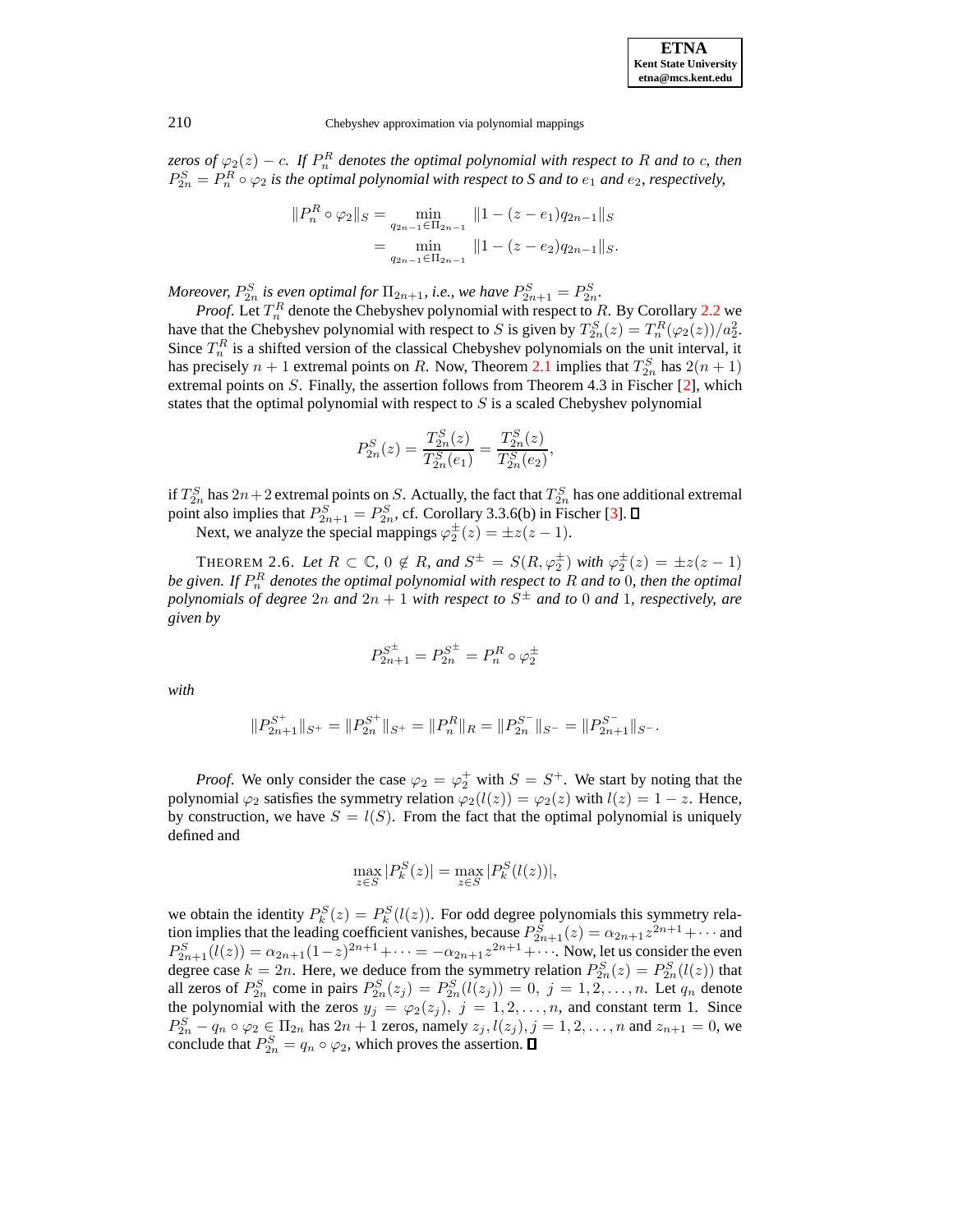*zeros of $\varphi_2(z) - c$. If $P_n^R$ denotes the optimal polynomial with respect to $R$ and to $c$, then $P_{2n}^S = P_n^R \circ \varphi_2$ is the optimal polynomial with respect to S and to $e_1$ and $e_2$, respectively,*

$$\begin{aligned}\|P_n^R \circ \varphi_2\|_S &= \min_{q_{2n-1} \in \Pi_{2n-1}} \|1 - (z - e_1) q_{2n-1}\|_S \\ &= \min_{q_{2n-1} \in \Pi_{2n-1}} \|1 - (z - e_2) q_{2n-1}\|_S.\end{aligned}$$

*Moreover, $P_{2n}^S$ is even optimal for $\Pi_{2n+1}$, i.e., we have $P_{2n+1}^S = P_{2n}^S$.*

*Proof.* Let $T_n^R$ denote the Chebyshev polynomial with respect to $R$. By Corollary 2.2 we have that the Chebyshev polynomial with respect to $S$ is given by $T_{2n}^S(z) = T_n^R(\varphi_2(z))/a_2^2$. Since $T_n^R$ is a shifted version of the classical Chebyshev polynomials on the unit interval, it has precisely $n+1$ extremal points on $R$. Now, Theorem 2.1 implies that $T_{2n}^S$ has $2(n+1)$ extremal points on $S$. Finally, the assertion follows from Theorem 4.3 in Fischer [2], which states that the optimal polynomial with respect to $S$ is a scaled Chebyshev polynomial

$$P_{2n}^S(z) = \frac{T_{2n}^S(z)}{T_{2n}^S(e_1)} = \frac{T_{2n}^S(z)}{T_{2n}^S(e_2)},$$

if $T_{2n}^S$ has $2n+2$ extremal points on $S$. Actually, the fact that $T_{2n}^S$ has one additional extremal point also implies that $P_{2n+1}^S = P_{2n}^S$, cf. Corollary 3.3.6(b) in Fischer [3]. ∎

Next, we analyze the special mappings $\varphi_2^{\pm}(z) = \pm z(z-1)$.

THEOREM 2.6. *Let $R \subset \mathbb{C}$, $0 \notin R$, and $S^{\pm} = S(R, \varphi_2^{\pm})$ with $\varphi_2^{\pm}(z) = \pm z(z-1)$ be given. If $P_n^R$ denotes the optimal polynomial with respect to $R$ and to $0$, then the optimal polynomials of degree $2n$ and $2n+1$ with respect to $S^{\pm}$ and to $0$ and $1$, respectively, are given by*

$$P_{2n+1}^{S^{\pm}} = P_{2n}^{S^{\pm}} = P_n^R \circ \varphi_2^{\pm}$$

*with*

$$\|P_{2n+1}^{S^+}\|_{S^+} = \|P_{2n}^{S^+}\|_{S^+} = \|P_n^R\|_R = \|P_{2n}^{S^-}\|_{S^-} = \|P_{2n+1}^{S^-}\|_{S^-}.$$

*Proof.* We only consider the case $\varphi_2 = \varphi_2^+$ with $S = S^+$. We start by noting that the polynomial $\varphi_2$ satisfies the symmetry relation $\varphi_2(l(z)) = \varphi_2(z)$ with $l(z) = 1 - z$. Hence, by construction, we have $S = l(S)$. From the fact that the optimal polynomial is uniquely defined and

$$\max_{z \in S} |P_k^S(z)| = \max_{z \in S} |P_k^S(l(z))|,$$

we obtain the identity $P_k^S(z) = P_k^S(l(z))$. For odd degree polynomials this symmetry relation implies that the leading coefficient vanishes, because $P_{2n+1}^S(z) = \alpha_{2n+1} z^{2n+1} + \cdots$ and $P_{2n+1}^S(l(z)) = \alpha_{2n+1}(1-z)^{2n+1} + \cdots = -\alpha_{2n+1} z^{2n+1} + \cdots$. Now, let us consider the even degree case $k = 2n$. Here, we deduce from the symmetry relation $P_{2n}^S(z) = P_{2n}^S(l(z))$ that all zeros of $P_{2n}^S$ come in pairs $P_{2n}^S(z_j) = P_{2n}^S(l(z_j)) = 0$, $j = 1, 2, \ldots, n$. Let $q_n$ denote the polynomial with the zeros $y_j = \varphi_2(z_j)$, $j = 1, 2, \ldots, n$, and constant term 1. Since $P_{2n}^S - q_n \circ \varphi_2 \in \Pi_{2n}$ has $2n+1$ zeros, namely $z_j, l(z_j), j = 1, 2, \ldots, n$ and $z_{n+1} = 0$, we conclude that $P_{2n}^S = q_n \circ \varphi_2$, which proves the assertion. ∎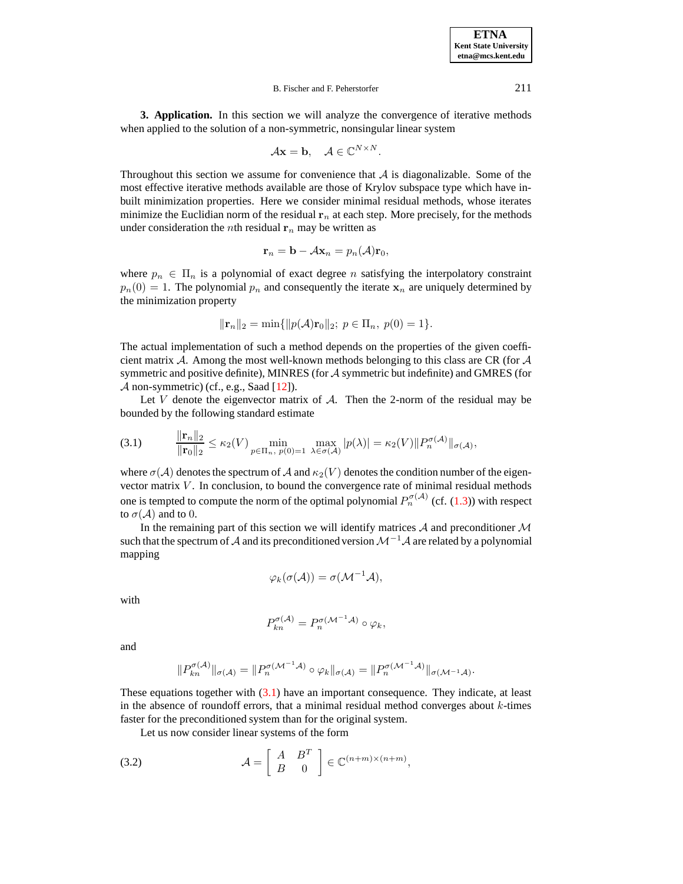**3. Application.** In this section we will analyze the convergence of iterative methods when applied to the solution of a non-symmetric, nonsingular linear system

$$\mathcal{A}\mathbf{x} = \mathbf{b}, \quad \mathcal{A} \in \mathbb{C}^{N\times N}.$$

Throughout this section we assume for convenience that $\mathcal{A}$ is diagonalizable. Some of the most effective iterative methods available are those of Krylov subspace type which have in-built minimization properties. Here we consider minimal residual methods, whose iterates minimize the Euclidian norm of the residual $\mathbf{r}_n$ at each step. More precisely, for the methods under consideration the $n$th residual $\mathbf{r}_n$ may be written as

$$\mathbf{r}_n = \mathbf{b} - \mathcal{A}\mathbf{x}_n = p_n(\mathcal{A})\mathbf{r}_0,$$

where $p_n \in \Pi_n$ is a polynomial of exact degree $n$ satisfying the interpolatory constraint $p_n(0) = 1$. The polynomial $p_n$ and consequently the iterate $\mathbf{x}_n$ are uniquely determined by the minimization property

$$\|\mathbf{r}_n\|_2 = \min\{\|p(\mathcal{A})\mathbf{r}_0\|_2;\ p \in \Pi_n,\ p(0) = 1\}.$$

The actual implementation of such a method depends on the properties of the given coefficient matrix $\mathcal{A}$. Among the most well-known methods belonging to this class are CR (for $\mathcal{A}$ symmetric and positive definite), MINRES (for $\mathcal{A}$ symmetric but indefinite) and GMRES (for $\mathcal{A}$ non-symmetric) (cf., e.g., Saad [12]).

Let $V$ denote the eigenvector matrix of $\mathcal{A}$. Then the 2-norm of the residual may be bounded by the following standard estimate

$$\frac{\|\mathbf{r}_n\|_2}{\|\mathbf{r}_0\|_2} \leq \kappa_2(V) \min_{p\in\Pi_n,\ p(0)=1}\ \max_{\lambda\in\sigma(\mathcal{A})} |p(\lambda)| = \kappa_2(V)\|P_n^{\sigma(\mathcal{A})}\|_{\sigma(\mathcal{A})}, \tag{3.1}$$

where $\sigma(\mathcal{A})$ denotes the spectrum of $\mathcal{A}$ and $\kappa_2(V)$ denotes the condition number of the eigenvector matrix $V$. In conclusion, to bound the convergence rate of minimal residual methods one is tempted to compute the norm of the optimal polynomial $P_n^{\sigma(\mathcal{A})}$ (cf. (1.3)) with respect to $\sigma(\mathcal{A})$ and to $0$.

In the remaining part of this section we will identify matrices $\mathcal{A}$ and preconditioner $\mathcal{M}$ such that the spectrum of $\mathcal{A}$ and its preconditioned version $\mathcal{M}^{-1}\mathcal{A}$ are related by a polynomial mapping

$$\varphi_k(\sigma(\mathcal{A})) = \sigma(\mathcal{M}^{-1}\mathcal{A}),$$

with

$$P_{kn}^{\sigma(\mathcal{A})} = P_n^{\sigma(\mathcal{M}^{-1}\mathcal{A})} \circ \varphi_k,$$

and

$$\|P_{kn}^{\sigma(\mathcal{A})}\|_{\sigma(\mathcal{A})} = \|P_n^{\sigma(\mathcal{M}^{-1}\mathcal{A})} \circ \varphi_k\|_{\sigma(\mathcal{A})} = \|P_n^{\sigma(\mathcal{M}^{-1}\mathcal{A})}\|_{\sigma(\mathcal{M}^{-1}\mathcal{A})}.$$

These equations together with (3.1) have an important consequence. They indicate, at least in the absence of roundoff errors, that a minimal residual method converges about $k$-times faster for the preconditioned system than for the original system.

Let us now consider linear systems of the form

$$\mathcal{A} = \begin{bmatrix} A & B^T \\ B & 0 \end{bmatrix} \in \mathbb{C}^{(n+m)\times(n+m)}, \tag{3.2}$$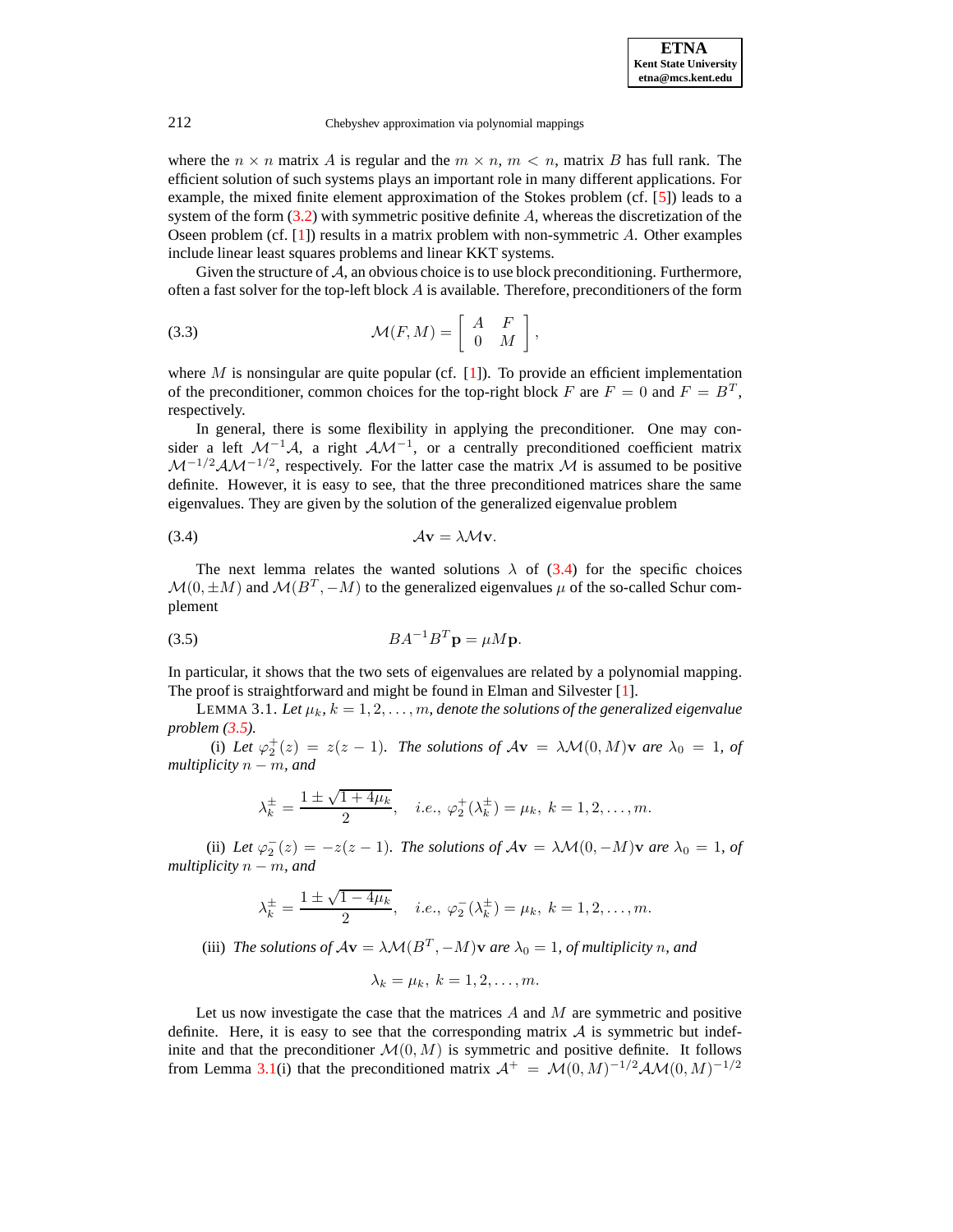where the $n \times n$ matrix $A$ is regular and the $m \times n$, $m < n$, matrix $B$ has full rank. The efficient solution of such systems plays an important role in many different applications. For example, the mixed finite element approximation of the Stokes problem (cf. [5]) leads to a system of the form (3.2) with symmetric positive definite $A$, whereas the discretization of the Oseen problem (cf. [1]) results in a matrix problem with non-symmetric $A$. Other examples include linear least squares problems and linear KKT systems.

Given the structure of $\mathcal{A}$, an obvious choice is to use block preconditioning. Furthermore, often a fast solver for the top-left block $A$ is available. Therefore, preconditioners of the form

$$\mathcal{M}(F, M) = \begin{bmatrix} A & F \\ 0 & M \end{bmatrix}, \tag{3.3}$$

where $M$ is nonsingular are quite popular (cf. [1]). To provide an efficient implementation of the preconditioner, common choices for the top-right block $F$ are $F = 0$ and $F = B^T$, respectively.

In general, there is some flexibility in applying the preconditioner. One may consider a left $\mathcal{M}^{-1}\mathcal{A}$, a right $\mathcal{A}\mathcal{M}^{-1}$, or a centrally preconditioned coefficient matrix $\mathcal{M}^{-1/2}\mathcal{A}\mathcal{M}^{-1/2}$, respectively. For the latter case the matrix $\mathcal{M}$ is assumed to be positive definite. However, it is easy to see, that the three preconditioned matrices share the same eigenvalues. They are given by the solution of the generalized eigenvalue problem

$$\mathcal{A}\mathbf{v} = \lambda \mathcal{M}\mathbf{v}. \tag{3.4}$$

The next lemma relates the wanted solutions $\lambda$ of (3.4) for the specific choices $\mathcal{M}(0, \pm M)$ and $\mathcal{M}(B^T, -M)$ to the generalized eigenvalues $\mu$ of the so-called Schur complement

$$BA^{-1}B^T\mathbf{p} = \mu M \mathbf{p}. \tag{3.5}$$

In particular, it shows that the two sets of eigenvalues are related by a polynomial mapping. The proof is straightforward and might be found in Elman and Silvester [1].

LEMMA 3.1. *Let $\mu_k$, $k = 1, 2, \ldots, m$, denote the solutions of the generalized eigenvalue problem (3.5).*

(i) *Let $\varphi_2^+(z) = z(z-1)$. The solutions of $\mathcal{A}\mathbf{v} = \lambda\mathcal{M}(0, M)\mathbf{v}$ are $\lambda_0 = 1$, of multiplicity $n - m$, and*

$$\lambda_k^{\pm} = \frac{1 \pm \sqrt{1 + 4\mu_k}}{2}, \quad i.e., \ \varphi_2^+(\lambda_k^{\pm}) = \mu_k, \ k = 1, 2, \ldots, m.$$

(ii) *Let $\varphi_2^-(z) = -z(z-1)$. The solutions of $\mathcal{A}\mathbf{v} = \lambda\mathcal{M}(0, -M)\mathbf{v}$ are $\lambda_0 = 1$, of multiplicity $n - m$, and*

$$\lambda_k^{\pm} = \frac{1 \pm \sqrt{1 - 4\mu_k}}{2}, \quad i.e., \ \varphi_2^-(\lambda_k^{\pm}) = \mu_k, \ k = 1, 2, \ldots, m.$$

(iii) *The solutions of $\mathcal{A}\mathbf{v} = \lambda\mathcal{M}(B^T, -M)\mathbf{v}$ are $\lambda_0 = 1$, of multiplicity $n$, and*

$$\lambda_k = \mu_k, \ k = 1, 2, \ldots, m.$$

Let us now investigate the case that the matrices $A$ and $M$ are symmetric and positive definite. Here, it is easy to see that the corresponding matrix $\mathcal{A}$ is symmetric but indefinite and that the preconditioner $\mathcal{M}(0, M)$ is symmetric and positive definite. It follows from Lemma 3.1(i) that the preconditioned matrix $\mathcal{A}^+ = \mathcal{M}(0, M)^{-1/2}\mathcal{A}\mathcal{M}(0, M)^{-1/2}$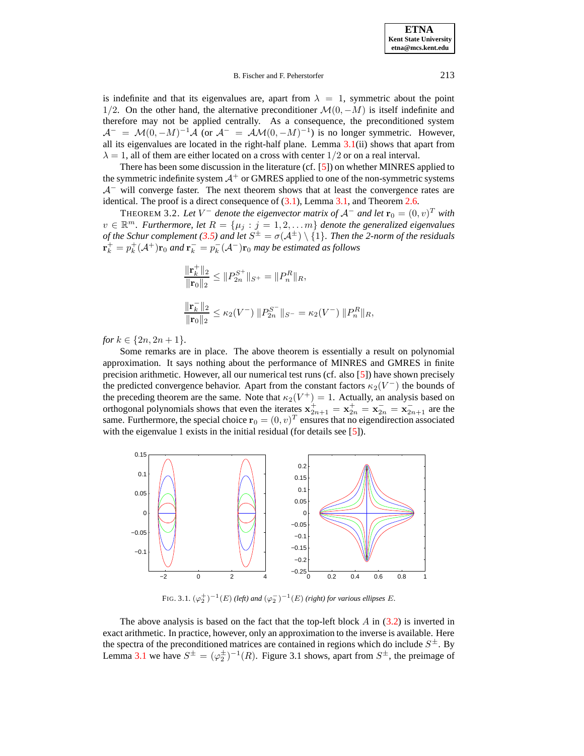is indefinite and that its eigenvalues are, apart from $\lambda = 1$, symmetric about the point $1/2$. On the other hand, the alternative preconditioner $\mathcal{M}(0, -M)$ is itself indefinite and therefore may not be applied centrally. As a consequence, the preconditioned system $\mathcal{A}^- = \mathcal{M}(0, -M)^{-1}\mathcal{A}$ (or $\mathcal{A}^- = \mathcal{A}\mathcal{M}(0, -M)^{-1}$) is no longer symmetric. However, all its eigenvalues are located in the right-half plane. Lemma 3.1(ii) shows that apart from $\lambda = 1$, all of them are either located on a cross with center $1/2$ or on a real interval.

There has been some discussion in the literature (cf. [5]) on whether MINRES applied to the symmetric indefinite system $\mathcal{A}^+$ or GMRES applied to one of the non-symmetric systems $\mathcal{A}^-$ will converge faster. The next theorem shows that at least the convergence rates are identical. The proof is a direct consequence of (3.1), Lemma 3.1, and Theorem 2.6.

THEOREM 3.2. *Let $V^-$ denote the eigenvector matrix of $\mathcal{A}^-$ and let $\mathbf{r}_0 = (0, v)^T$ with $v \in \mathbb{R}^m$. Furthermore, let $R = \{\mu_j : j = 1, 2, \ldots m\}$ denote the generalized eigenvalues of the Schur complement (3.5) and let $S^\pm = \sigma(\mathcal{A}^\pm) \setminus \{1\}$. Then the 2-norm of the residuals $\mathbf{r}_k^+ = p_k^+(\mathcal{A}^+)\mathbf{r}_0$ and $\mathbf{r}_k^- = p_k^-(\mathcal{A}^-)\mathbf{r}_0$ may be estimated as follows*

$$\frac{\|\mathbf{r}_k^+\|_2}{\|\mathbf{r}_0\|_2} \leq \|P_{2n}^{S^+}\|_{S^+} = \|P_n^R\|_R,$$

$$\frac{\|\mathbf{r}_k^-\|_2}{\|\mathbf{r}_0\|_2} \leq \kappa_2(V^-)\, \|P_{2n}^{S^-}\|_{S^-} = \kappa_2(V^-)\, \|P_n^R\|_R,$$

*for $k \in \{2n, 2n+1\}$.*

Some remarks are in place. The above theorem is essentially a result on polynomial approximation. It says nothing about the performance of MINRES and GMRES in finite precision arithmetic. However, all our numerical test runs (cf. also [5]) have shown precisely the predicted convergence behavior. Apart from the constant factors $\kappa_2(V^-)$ the bounds of the preceding theorem are the same. Note that $\kappa_2(V^+) = 1$. Actually, an analysis based on orthogonal polynomials shows that even the iterates $\mathbf{x}_{2n+1}^+ = \mathbf{x}_{2n}^+ = \mathbf{x}_{2n}^- = \mathbf{x}_{2n+1}^-$ are the same. Furthermore, the special choice $\mathbf{r}_0 = (0, v)^T$ ensures that no eigendirection associated with the eigenvalue 1 exists in the initial residual (for details see [5]).

FIG. 3.1. $(\varphi_2^+)^{-1}(E)$ *(left) and* $(\varphi_2^-)^{-1}(E)$ *(right) for various ellipses* $E$.

The above analysis is based on the fact that the top-left block $A$ in (3.2) is inverted in exact arithmetic. In practice, however, only an approximation to the inverse is available. Here the spectra of the preconditioned matrices are contained in regions which do include $S^\pm$. By Lemma 3.1 we have $S^\pm = (\varphi_2^\pm)^{-1}(R)$. Figure 3.1 shows, apart from $S^\pm$, the preimage of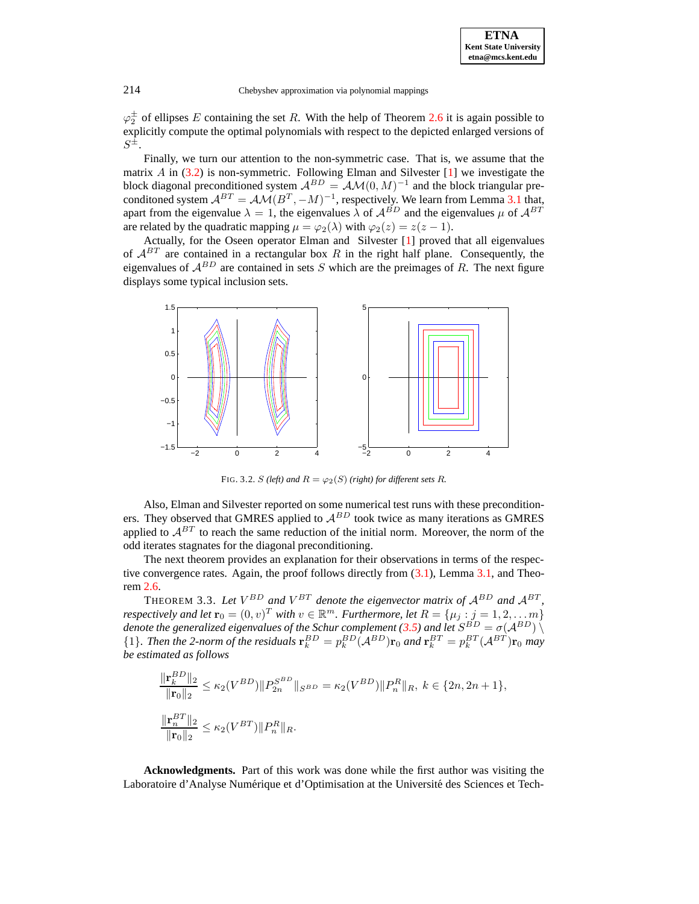$\varphi_2^{\pm}$ of ellipses $E$ containing the set $R$. With the help of Theorem 2.6 it is again possible to explicitly compute the optimal polynomials with respect to the depicted enlarged versions of $S^{\pm}$.

Finally, we turn our attention to the non-symmetric case. That is, we assume that the matrix $A$ in (3.2) is non-symmetric. Following Elman and Silvester [1] we investigate the block diagonal preconditioned system $\mathcal{A}^{BD} = \mathcal{A}\mathcal{M}(0, M)^{-1}$ and the block triangular preconditoned system $\mathcal{A}^{BT} = \mathcal{A}\mathcal{M}(B^T, -M)^{-1}$, respectively. We learn from Lemma 3.1 that, apart from the eigenvalue $\lambda = 1$, the eigenvalues $\lambda$ of $\mathcal{A}^{BD}$ and the eigenvalues $\mu$ of $\mathcal{A}^{BT}$ are related by the quadratic mapping $\mu = \varphi_2(\lambda)$ with $\varphi_2(z) = z(z-1)$.

Actually, for the Oseen operator Elman and Silvester [1] proved that all eigenvalues of $\mathcal{A}^{BT}$ are contained in a rectangular box $R$ in the right half plane. Consequently, the eigenvalues of $\mathcal{A}^{BD}$ are contained in sets $S$ which are the preimages of $R$. The next figure displays some typical inclusion sets.

FIG. 3.2. *$S$ (left) and $R = \varphi_2(S)$ (right) for different sets $R$.*

Also, Elman and Silvester reported on some numerical test runs with these preconditioners. They observed that GMRES applied to $\mathcal{A}^{BD}$ took twice as many iterations as GMRES applied to $\mathcal{A}^{BT}$ to reach the same reduction of the initial norm. Moreover, the norm of the odd iterates stagnates for the diagonal preconditioning.

The next theorem provides an explanation for their observations in terms of the respective convergence rates. Again, the proof follows directly from (3.1), Lemma 3.1, and Theorem 2.6.

THEOREM 3.3. *Let $V^{BD}$ and $V^{BT}$ denote the eigenvector matrix of $\mathcal{A}^{BD}$ and $\mathcal{A}^{BT}$, respectively and let $\mathbf{r}_0 = (0, v)^T$ with $v \in \mathbb{R}^m$. Furthermore, let $R = \{\mu_j : j = 1, 2, \ldots m\}$ denote the generalized eigenvalues of the Schur complement (3.5) and let $S^{BD} = \sigma(\mathcal{A}^{BD}) \setminus \{1\}$. Then the 2-norm of the residuals $\mathbf{r}_k^{BD} = p_k^{BD}(\mathcal{A}^{BD})\mathbf{r}_0$ and $\mathbf{r}_k^{BT} = p_k^{BT}(\mathcal{A}^{BT})\mathbf{r}_0$ may be estimated as follows*

$$\frac{\|\mathbf{r}_k^{BD}\|_2}{\|\mathbf{r}_0\|_2} \le \kappa_2(V^{BD})\|P_{2n}^{S^{BD}}\|_{S^{BD}} = \kappa_2(V^{BD})\|P_n^R\|_R,\ k \in \{2n, 2n+1\},$$

$$\frac{\|\mathbf{r}_n^{BT}\|_2}{\|\mathbf{r}_0\|_2} \le \kappa_2(V^{BT})\|P_n^R\|_R.$$

**Acknowledgments.** Part of this work was done while the first author was visiting the Laboratoire d'Analyse Numérique et d'Optimisation at the Université des Sciences et Tech-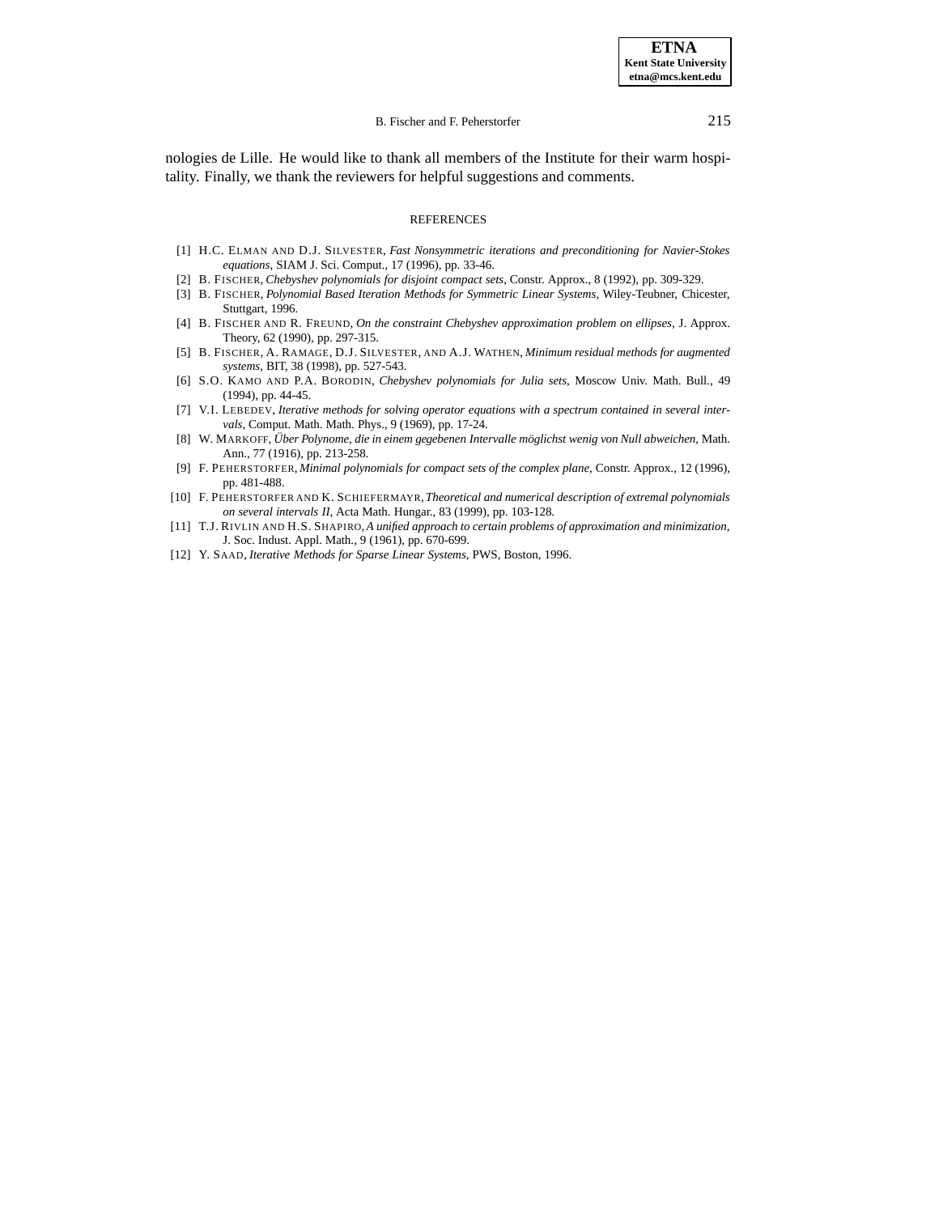nologies de Lille. He would like to thank all members of the Institute for their warm hospitality. Finally, we thank the reviewers for helpful suggestions and comments.

## REFERENCES

[1] H.C. Elman and D.J. Silvester, *Fast Nonsymmetric iterations and preconditioning for Navier-Stokes equations*, SIAM J. Sci. Comput., 17 (1996), pp. 33-46.

[2] B. Fischer, *Chebyshev polynomials for disjoint compact sets*, Constr. Approx., 8 (1992), pp. 309-329.

[3] B. Fischer, *Polynomial Based Iteration Methods for Symmetric Linear Systems*, Wiley-Teubner, Chicester, Stuttgart, 1996.

[4] B. Fischer and R. Freund, *On the constraint Chebyshev approximation problem on ellipses*, J. Approx. Theory, 62 (1990), pp. 297-315.

[5] B. Fischer, A. Ramage, D.J. Silvester, and A.J. Wathen, *Minimum residual methods for augmented systems*, BIT, 38 (1998), pp. 527-543.

[6] S.O. Kamo and P.A. Borodin, *Chebyshev polynomials for Julia sets*, Moscow Univ. Math. Bull., 49 (1994), pp. 44-45.

[7] V.I. Lebedev, *Iterative methods for solving operator equations with a spectrum contained in several intervals*, Comput. Math. Math. Phys., 9 (1969), pp. 17-24.

[8] W. Markoff, *Über Polynome, die in einem gegebenen Intervalle möglichst wenig von Null abweichen*, Math. Ann., 77 (1916), pp. 213-258.

[9] F. Peherstorfer, *Minimal polynomials for compact sets of the complex plane*, Constr. Approx., 12 (1996), pp. 481-488.

[10] F. Peherstorfer and K. Schiefermayr, *Theoretical and numerical description of extremal polynomials on several intervals II*, Acta Math. Hungar., 83 (1999), pp. 103-128.

[11] T.J. Rivlin and H.S. Shapiro, *A unified approach to certain problems of approximation and minimization*, J. Soc. Indust. Appl. Math., 9 (1961), pp. 670-699.

[12] Y. Saad, *Iterative Methods for Sparse Linear Systems*, PWS, Boston, 1996.